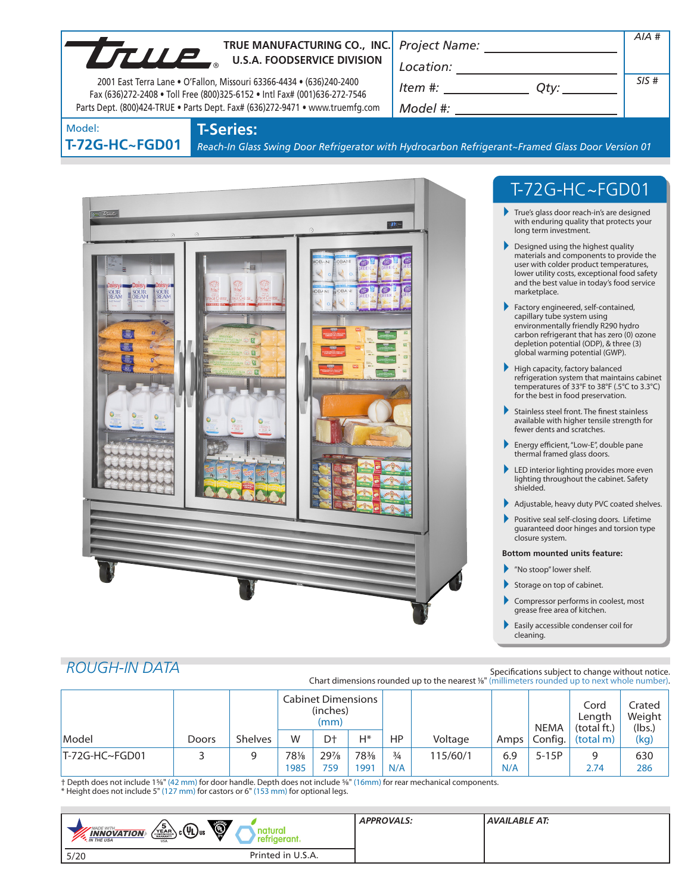TRUE MANUFACTURING CO., INC.
U.S.A. FOODSERVICE DIVISION

2001 East Terra Lane • O'Fallon, Missouri 63366-4434 • (636)240-2400
Fax (636)272-2408 • Toll Free (800)325-6152 • Intl Fax# (001)636-272-7546
Parts Dept. (800)424-TRUE • Parts Dept. Fax# (636)272-9471 • www.truemfg.com

*Project Name:* ____________________

*Location:* ____________________

*Item #:* ____________ *Qty:* ________

*Model #:* ____________________

*AIA #*

*SIS #*

Model:
**T-72G-HC~FGD01**

## T-Series:

*Reach-In Glass Swing Door Refrigerator with Hydrocarbon Refrigerant~Framed Glass Door Version 01*

## T-72G-HC~FGD01

- True's glass door reach-in's are designed with enduring quality that protects your long term investment.
- Designed using the highest quality materials and components to provide the user with colder product temperatures, lower utility costs, exceptional food safety and the best value in today's food service marketplace.
- Factory engineered, self-contained, capillary tube system using environmentally friendly R290 hydro carbon refrigerant that has zero (0) ozone depletion potential (ODP), & three (3) global warming potential (GWP).
- High capacity, factory balanced refrigeration system that maintains cabinet temperatures of 33°F to 38°F (.5°C to 3.3°C) for the best in food preservation.
- Stainless steel front. The finest stainless available with higher tensile strength for fewer dents and scratches.
- Energy efficient, "Low-E", double pane thermal framed glass doors.
- LED interior lighting provides more even lighting throughout the cabinet. Safety shielded.
- Adjustable, heavy duty PVC coated shelves.
- Positive seal self-closing doors. Lifetime guaranteed door hinges and torsion type closure system.

**Bottom mounted units feature:**

- "No stoop" lower shelf.
- Storage on top of cabinet.
- Compressor performs in coolest, most grease free area of kitchen.
- Easily accessible condenser coil for cleaning.

## ROUGH-IN DATA

Specifications subject to change without notice.
Chart dimensions rounded up to the nearest ⅛" (millimeters rounded up to next whole number).

| Model | Doors | Shelves | Cabinet Dimensions (inches) (mm) W | D† | H* | HP | Voltage | Amps | NEMA Config. | Cord Length (total ft.) (total m) | Crated Weight (lbs.) (kg) |
|---|---|---|---|---|---|---|---|---|---|---|---|
| T-72G-HC~FGD01 | 3 | 9 | 78⅛<br>1985 | 29⅞<br>759 | 78⅜<br>1991 | ¾<br>N/A | 115/60/1 | 6.9<br>N/A | 5-15P | 9<br>2.74 | 630<br>286 |

† Depth does not include 1⅝" (42 mm) for door handle. Depth does not include ⅝" (16mm) for rear mechanical components.
* Height does not include 5" (127 mm) for castors or 6" (153 mm) for optional legs.

MADE WITH INNOVATION IN THE USA | 5 YEAR COMPRESSOR WARRANTY USA | c UL us | natural refrigerant.

*APPROVALS:*

*AVAILABLE AT:*

5/20 Printed in U.S.A.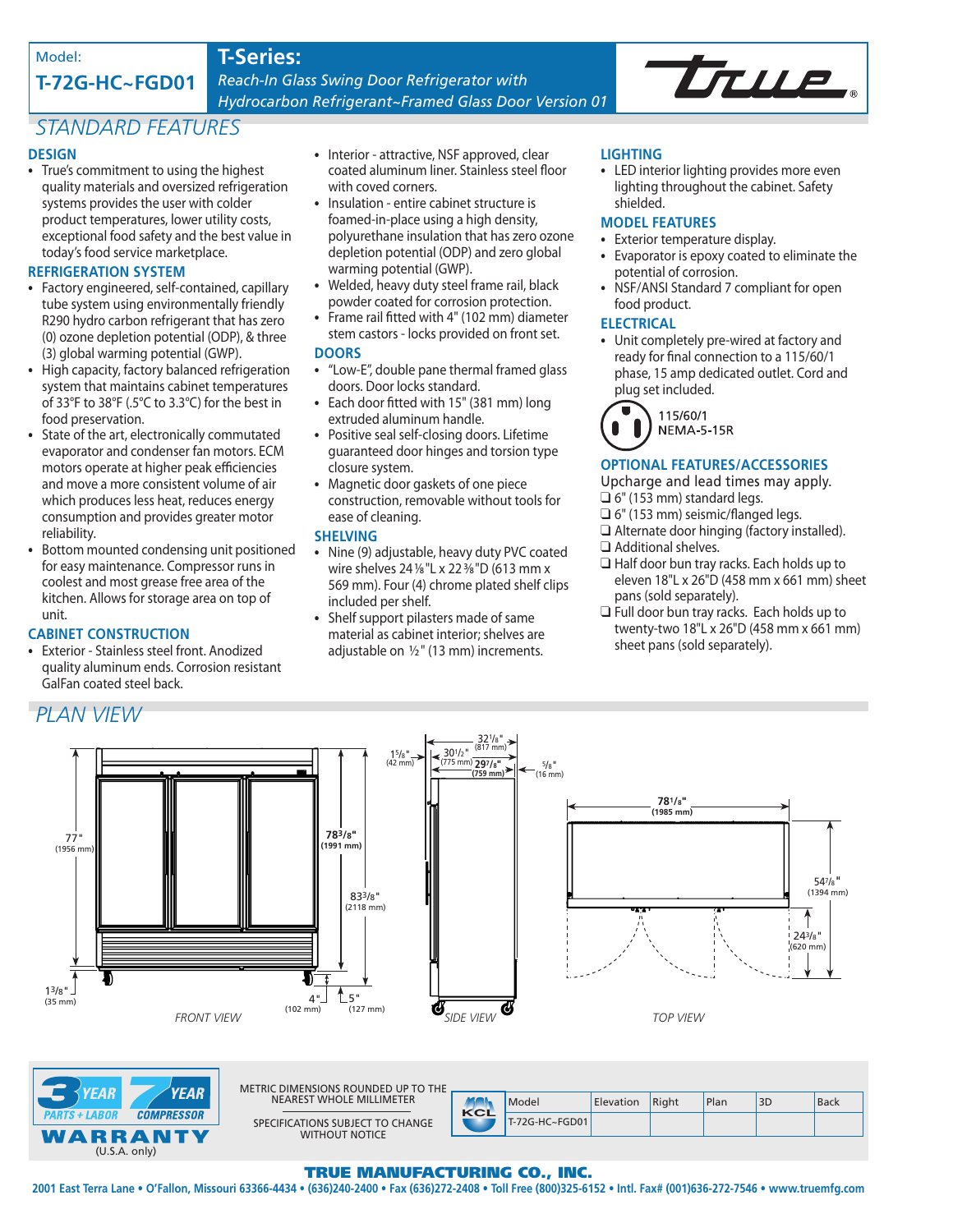Model:
**T-72G-HC~FGD01**

# T-Series:
*Reach-In Glass Swing Door Refrigerator with Hydrocarbon Refrigerant~Framed Glass Door Version 01*

## STANDARD FEATURES

### DESIGN
- True's commitment to using the highest quality materials and oversized refrigeration systems provides the user with colder product temperatures, lower utility costs, exceptional food safety and the best value in today's food service marketplace.

### REFRIGERATION SYSTEM
- Factory engineered, self-contained, capillary tube system using environmentally friendly R290 hydro carbon refrigerant that has zero (0) ozone depletion potential (ODP), & three (3) global warming potential (GWP).
- High capacity, factory balanced refrigeration system that maintains cabinet temperatures of 33°F to 38°F (.5°C to 3.3°C) for the best in food preservation.
- State of the art, electronically commutated evaporator and condenser fan motors. ECM motors operate at higher peak efficiencies and move a more consistent volume of air which produces less heat, reduces energy consumption and provides greater motor reliability.
- Bottom mounted condensing unit positioned for easy maintenance. Compressor runs in coolest and most grease free area of the kitchen. Allows for storage area on top of unit.

### CABINET CONSTRUCTION
- Exterior - Stainless steel front. Anodized quality aluminum ends. Corrosion resistant GalFan coated steel back.
- Interior - attractive, NSF approved, clear coated aluminum liner. Stainless steel floor with coved corners.
- Insulation - entire cabinet structure is foamed-in-place using a high density, polyurethane insulation that has zero ozone depletion potential (ODP) and zero global warming potential (GWP).
- Welded, heavy duty steel frame rail, black powder coated for corrosion protection.
- Frame rail fitted with 4" (102 mm) diameter stem castors - locks provided on front set.

### DOORS
- "Low-E", double pane thermal framed glass doors. Door locks standard.
- Each door fitted with 15" (381 mm) long extruded aluminum handle.
- Positive seal self-closing doors. Lifetime guaranteed door hinges and torsion type closure system.
- Magnetic door gaskets of one piece construction, removable without tools for ease of cleaning.

### SHELVING
- Nine (9) adjustable, heavy duty PVC coated wire shelves 24⅛"L x 22⅜"D (613 mm x 569 mm). Four (4) chrome plated shelf clips included per shelf.
- Shelf support pilasters made of same material as cabinet interior; shelves are adjustable on ½" (13 mm) increments.

### LIGHTING
- LED interior lighting provides more even lighting throughout the cabinet. Safety shielded.

### MODEL FEATURES
- Exterior temperature display.
- Evaporator is epoxy coated to eliminate the potential of corrosion.
- NSF/ANSI Standard 7 compliant for open food product.

### ELECTRICAL
- Unit completely pre-wired at factory and ready for final connection to a 115/60/1 phase, 15 amp dedicated outlet. Cord and plug set included.

115/60/1
NEMA-5-15R

### OPTIONAL FEATURES/ACCESSORIES
Upcharge and lead times may apply.
- ❑ 6" (153 mm) standard legs.
- ❑ 6" (153 mm) seismic/flanged legs.
- ❑ Alternate door hinging (factory installed).
- ❑ Additional shelves.
- ❑ Half door bun tray racks. Each holds up to eleven 18"L x 26"D (458 mm x 661 mm) sheet pans (sold separately).
- ❑ Full door bun tray racks. Each holds up to twenty-two 18"L x 26"D (458 mm x 661 mm) sheet pans (sold separately).

## PLAN VIEW

77" (1956 mm)
78⅜" (1991 mm)
83⅜" (2118 mm)
1⅜" (35 mm)
4" (102 mm)
5" (127 mm)
FRONT VIEW

1⅝" (42 mm)
32⅛" (817 mm)
30½" (775 mm)
29⅞" (759 mm)
⅝" (16 mm)
SIDE VIEW

78⅛" (1985 mm)
54⅞" (1394 mm)
24⅜" (620 mm)
TOP VIEW

3 YEAR PARTS + LABOR
7 YEAR COMPRESSOR
WARRANTY (U.S.A. only)

METRIC DIMENSIONS ROUNDED UP TO THE NEAREST WHOLE MILLIMETER

SPECIFICATIONS SUBJECT TO CHANGE WITHOUT NOTICE

| KCL | Model | Elevation | Right | Plan | 3D | Back |
|---|---|---|---|---|---|---|
| | T-72G-HC~FGD01 | | | | | |

**TRUE MANUFACTURING CO., INC.**
2001 East Terra Lane • O'Fallon, Missouri 63366-4434 • (636)240-2400 • Fax (636)272-2408 • Toll Free (800)325-6152 • Intl. Fax# (001)636-272-7546 • www.truemfg.com